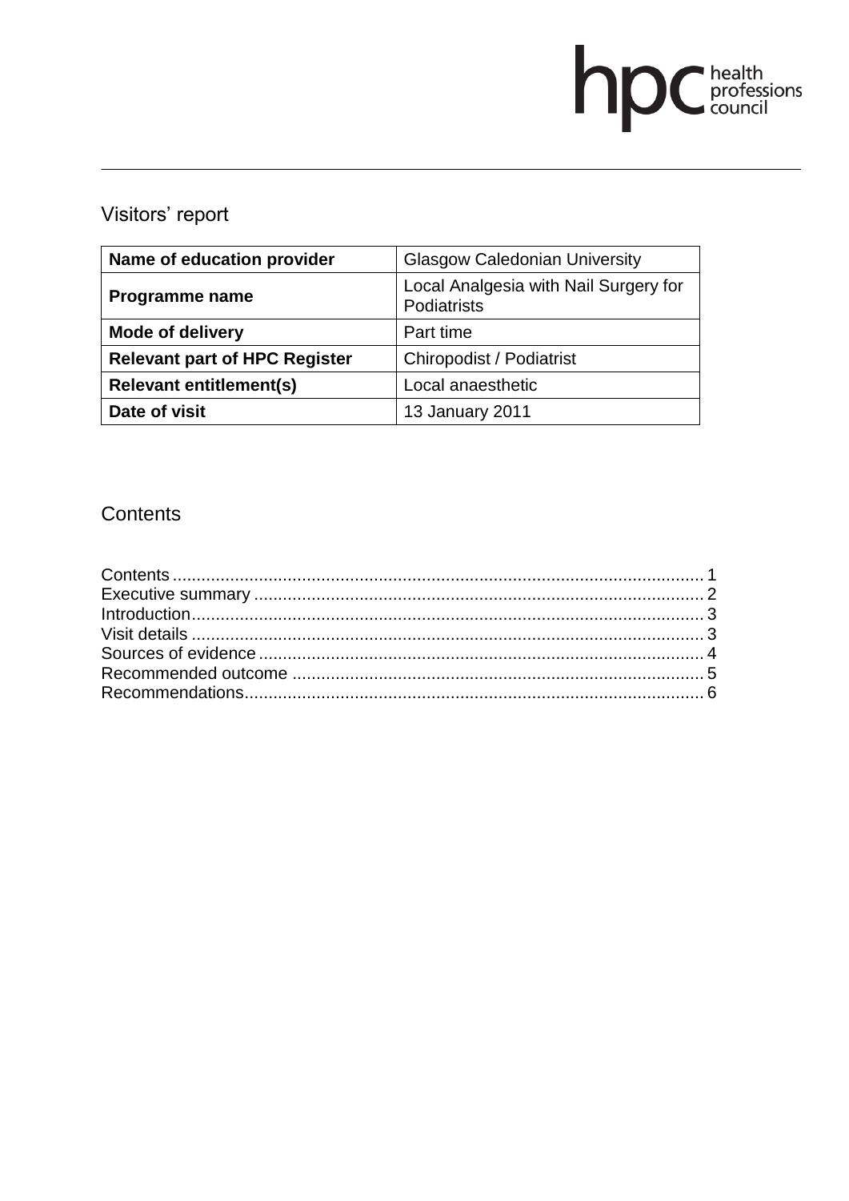hpc health professions council

# Visitors' report

| Name of education provider | Glasgow Caledonian University |
|---|---|
| Programme name | Local Analgesia with Nail Surgery for Podiatrists |
| Mode of delivery | Part time |
| Relevant part of HPC Register | Chiropodist / Podiatrist |
| Relevant entitlement(s) | Local anaesthetic |
| Date of visit | 13 January 2011 |

## Contents

Contents ........................................................................................................ 1
Executive summary ........................................................................................ 2
Introduction .................................................................................................... 3
Visit details .................................................................................................... 3
Sources of evidence ....................................................................................... 4
Recommended outcome ................................................................................ 5
Recommendations .......................................................................................... 6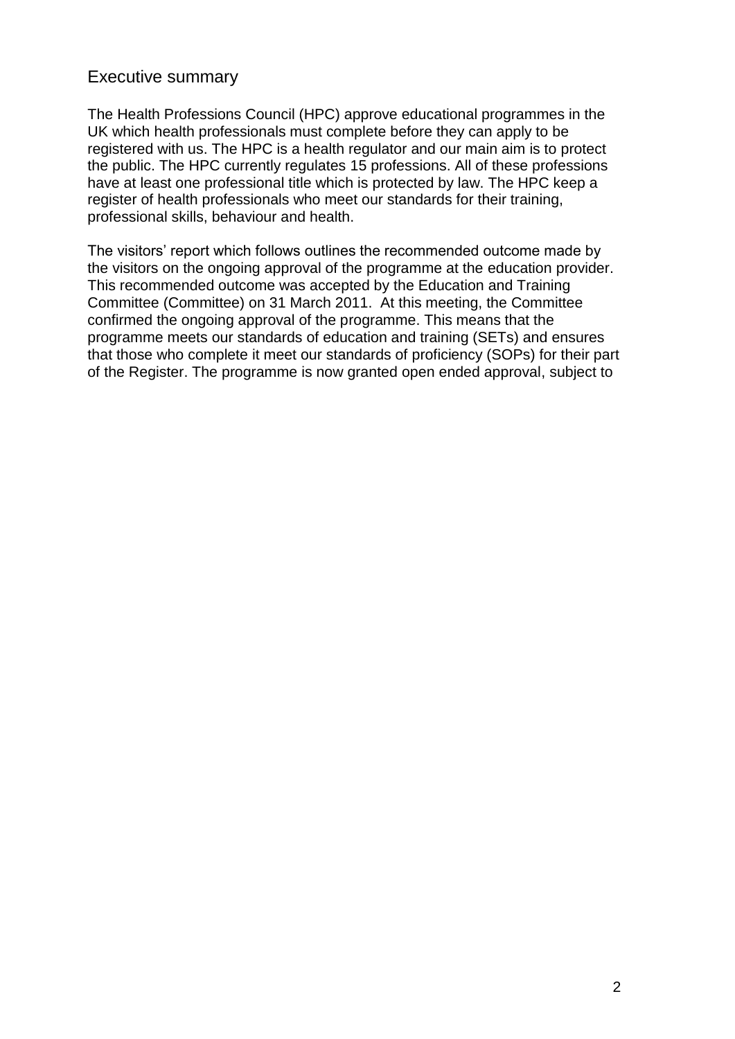## Executive summary

The Health Professions Council (HPC) approve educational programmes in the UK which health professionals must complete before they can apply to be registered with us. The HPC is a health regulator and our main aim is to protect the public. The HPC currently regulates 15 professions. All of these professions have at least one professional title which is protected by law. The HPC keep a register of health professionals who meet our standards for their training, professional skills, behaviour and health.

The visitors' report which follows outlines the recommended outcome made by the visitors on the ongoing approval of the programme at the education provider. This recommended outcome was accepted by the Education and Training Committee (Committee) on 31 March 2011. At this meeting, the Committee confirmed the ongoing approval of the programme. This means that the programme meets our standards of education and training (SETs) and ensures that those who complete it meet our standards of proficiency (SOPs) for their part of the Register. The programme is now granted open ended approval, subject to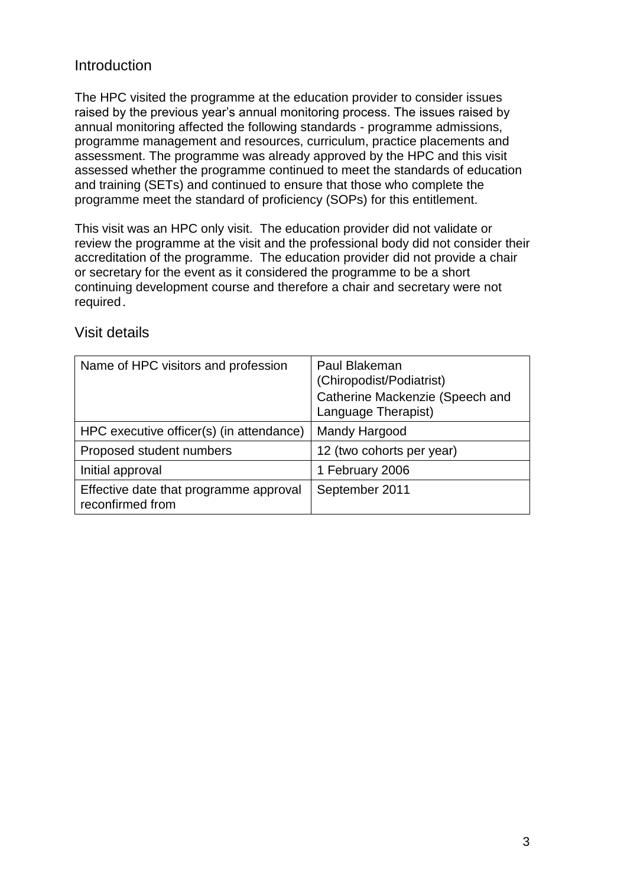## Introduction

The HPC visited the programme at the education provider to consider issues raised by the previous year's annual monitoring process. The issues raised by annual monitoring affected the following standards - programme admissions, programme management and resources, curriculum, practice placements and assessment. The programme was already approved by the HPC and this visit assessed whether the programme continued to meet the standards of education and training (SETs) and continued to ensure that those who complete the programme meet the standard of proficiency (SOPs) for this entitlement.

This visit was an HPC only visit. The education provider did not validate or review the programme at the visit and the professional body did not consider their accreditation of the programme. The education provider did not provide a chair or secretary for the event as it considered the programme to be a short continuing development course and therefore a chair and secretary were not required.

## Visit details

| Name of HPC visitors and profession | Paul Blakeman (Chiropodist/Podiatrist)<br>Catherine Mackenzie (Speech and Language Therapist) |
|---|---|
| HPC executive officer(s) (in attendance) | Mandy Hargood |
| Proposed student numbers | 12 (two cohorts per year) |
| Initial approval | 1 February 2006 |
| Effective date that programme approval reconfirmed from | September 2011 |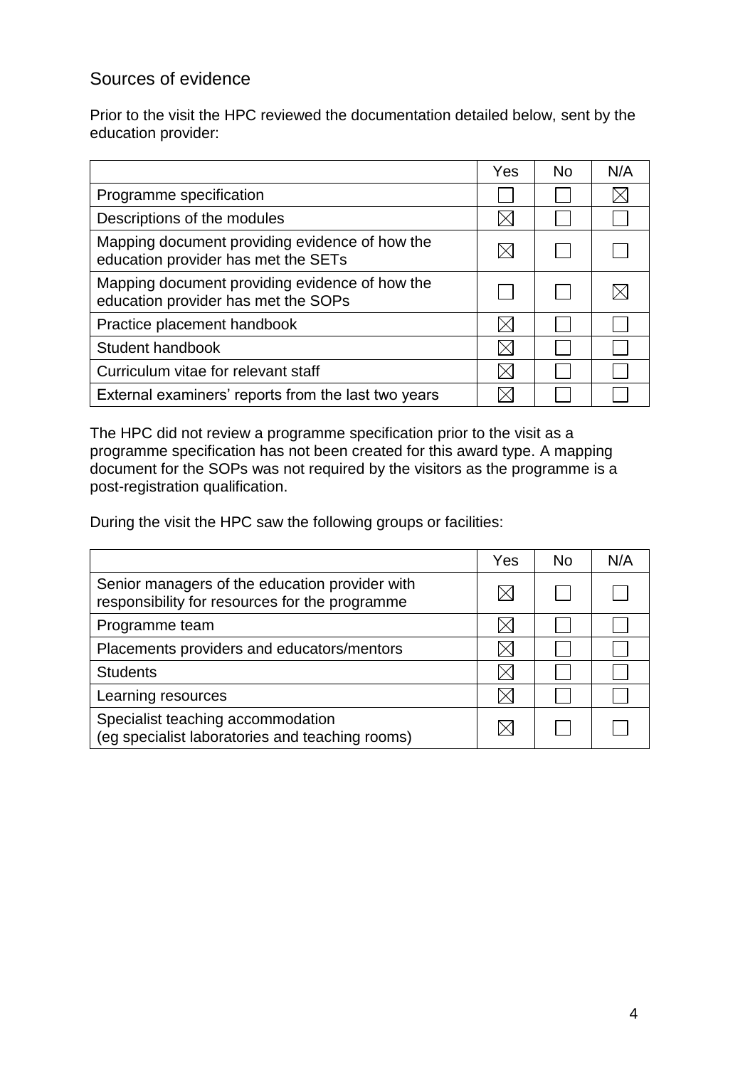## Sources of evidence

Prior to the visit the HPC reviewed the documentation detailed below, sent by the education provider:

| | Yes | No | N/A |
|---|---|---|---|
| Programme specification | | | ☒ |
| Descriptions of the modules | ☒ | | |
| Mapping document providing evidence of how the education provider has met the SETs | ☒ | | |
| Mapping document providing evidence of how the education provider has met the SOPs | | | ☒ |
| Practice placement handbook | ☒ | | |
| Student handbook | ☒ | | |
| Curriculum vitae for relevant staff | ☒ | | |
| External examiners' reports from the last two years | ☒ | | |

The HPC did not review a programme specification prior to the visit as a programme specification has not been created for this award type. A mapping document for the SOPs was not required by the visitors as the programme is a post-registration qualification.

During the visit the HPC saw the following groups or facilities:

| | Yes | No | N/A |
|---|---|---|---|
| Senior managers of the education provider with responsibility for resources for the programme | ☒ | | |
| Programme team | ☒ | | |
| Placements providers and educators/mentors | ☒ | | |
| Students | ☒ | | |
| Learning resources | ☒ | | |
| Specialist teaching accommodation (eg specialist laboratories and teaching rooms) | ☒ | | |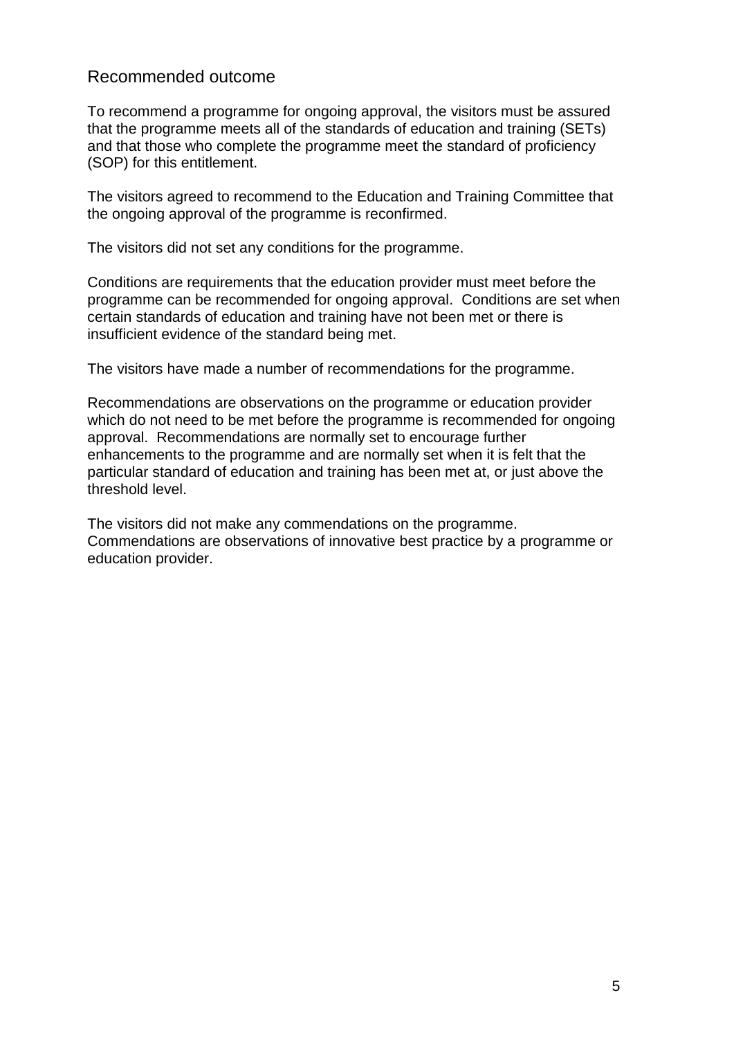## Recommended outcome

To recommend a programme for ongoing approval, the visitors must be assured that the programme meets all of the standards of education and training (SETs) and that those who complete the programme meet the standard of proficiency (SOP) for this entitlement.

The visitors agreed to recommend to the Education and Training Committee that the ongoing approval of the programme is reconfirmed.

The visitors did not set any conditions for the programme.

Conditions are requirements that the education provider must meet before the programme can be recommended for ongoing approval. Conditions are set when certain standards of education and training have not been met or there is insufficient evidence of the standard being met.

The visitors have made a number of recommendations for the programme.

Recommendations are observations on the programme or education provider which do not need to be met before the programme is recommended for ongoing approval. Recommendations are normally set to encourage further enhancements to the programme and are normally set when it is felt that the particular standard of education and training has been met at, or just above the threshold level.

The visitors did not make any commendations on the programme. Commendations are observations of innovative best practice by a programme or education provider.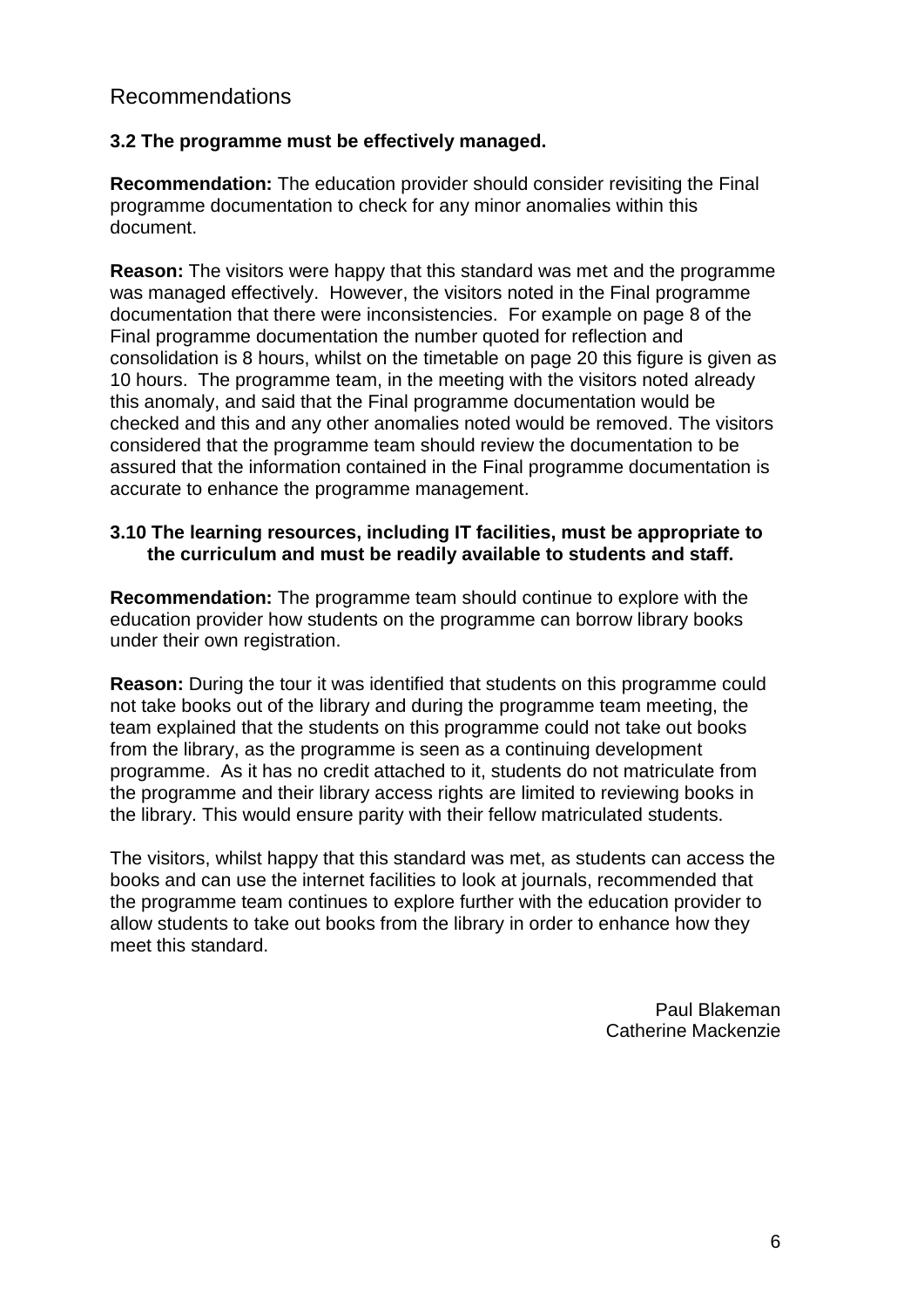## Recommendations

### 3.2 The programme must be effectively managed.

**Recommendation:** The education provider should consider revisiting the Final programme documentation to check for any minor anomalies within this document.

**Reason:** The visitors were happy that this standard was met and the programme was managed effectively. However, the visitors noted in the Final programme documentation that there were inconsistencies. For example on page 8 of the Final programme documentation the number quoted for reflection and consolidation is 8 hours, whilst on the timetable on page 20 this figure is given as 10 hours. The programme team, in the meeting with the visitors noted already this anomaly, and said that the Final programme documentation would be checked and this and any other anomalies noted would be removed. The visitors considered that the programme team should review the documentation to be assured that the information contained in the Final programme documentation is accurate to enhance the programme management.

### 3.10 The learning resources, including IT facilities, must be appropriate to the curriculum and must be readily available to students and staff.

**Recommendation:** The programme team should continue to explore with the education provider how students on the programme can borrow library books under their own registration.

**Reason:** During the tour it was identified that students on this programme could not take books out of the library and during the programme team meeting, the team explained that the students on this programme could not take out books from the library, as the programme is seen as a continuing development programme. As it has no credit attached to it, students do not matriculate from the programme and their library access rights are limited to reviewing books in the library. This would ensure parity with their fellow matriculated students.

The visitors, whilst happy that this standard was met, as students can access the books and can use the internet facilities to look at journals, recommended that the programme team continues to explore further with the education provider to allow students to take out books from the library in order to enhance how they meet this standard.

Paul Blakeman
Catherine Mackenzie